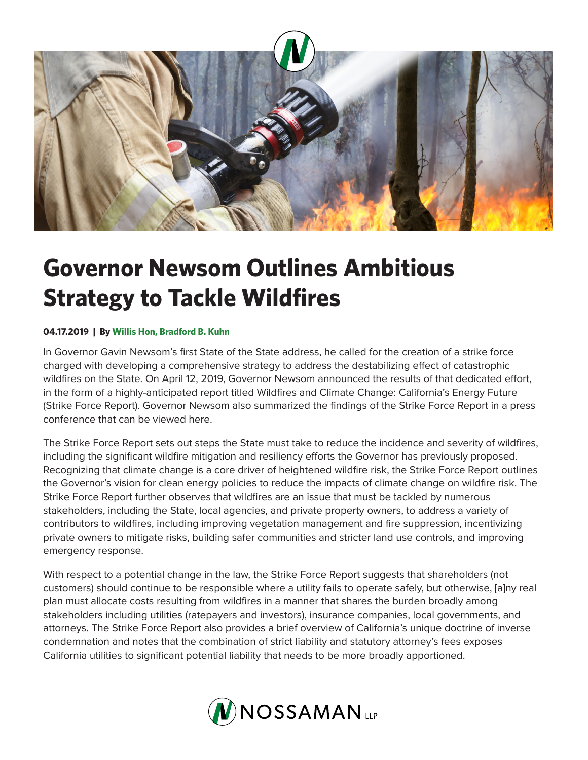# Governor Newsom Outlines Ambitious Strategy to Tackle Wildfires

**04.17.2019 | By Willis Hon, Bradford B. Kuhn**

In Governor Gavin Newsom's first State of the State address, he called for the creation of a strike force charged with developing a comprehensive strategy to address the destabilizing effect of catastrophic wildfires on the State. On April 12, 2019, Governor Newsom announced the results of that dedicated effort, in the form of a highly-anticipated report titled Wildfires and Climate Change: California's Energy Future (Strike Force Report). Governor Newsom also summarized the findings of the Strike Force Report in a press conference that can be viewed here.

The Strike Force Report sets out steps the State must take to reduce the incidence and severity of wildfires, including the significant wildfire mitigation and resiliency efforts the Governor has previously proposed. Recognizing that climate change is a core driver of heightened wildfire risk, the Strike Force Report outlines the Governor's vision for clean energy policies to reduce the impacts of climate change on wildfire risk. The Strike Force Report further observes that wildfires are an issue that must be tackled by numerous stakeholders, including the State, local agencies, and private property owners, to address a variety of contributors to wildfires, including improving vegetation management and fire suppression, incentivizing private owners to mitigate risks, building safer communities and stricter land use controls, and improving emergency response.

With respect to a potential change in the law, the Strike Force Report suggests that shareholders (not customers) should continue to be responsible where a utility fails to operate safely, but otherwise, [a]ny real plan must allocate costs resulting from wildfires in a manner that shares the burden broadly among stakeholders including utilities (ratepayers and investors), insurance companies, local governments, and attorneys. The Strike Force Report also provides a brief overview of California's unique doctrine of inverse condemnation and notes that the combination of strict liability and statutory attorney's fees exposes California utilities to significant potential liability that needs to be more broadly apportioned.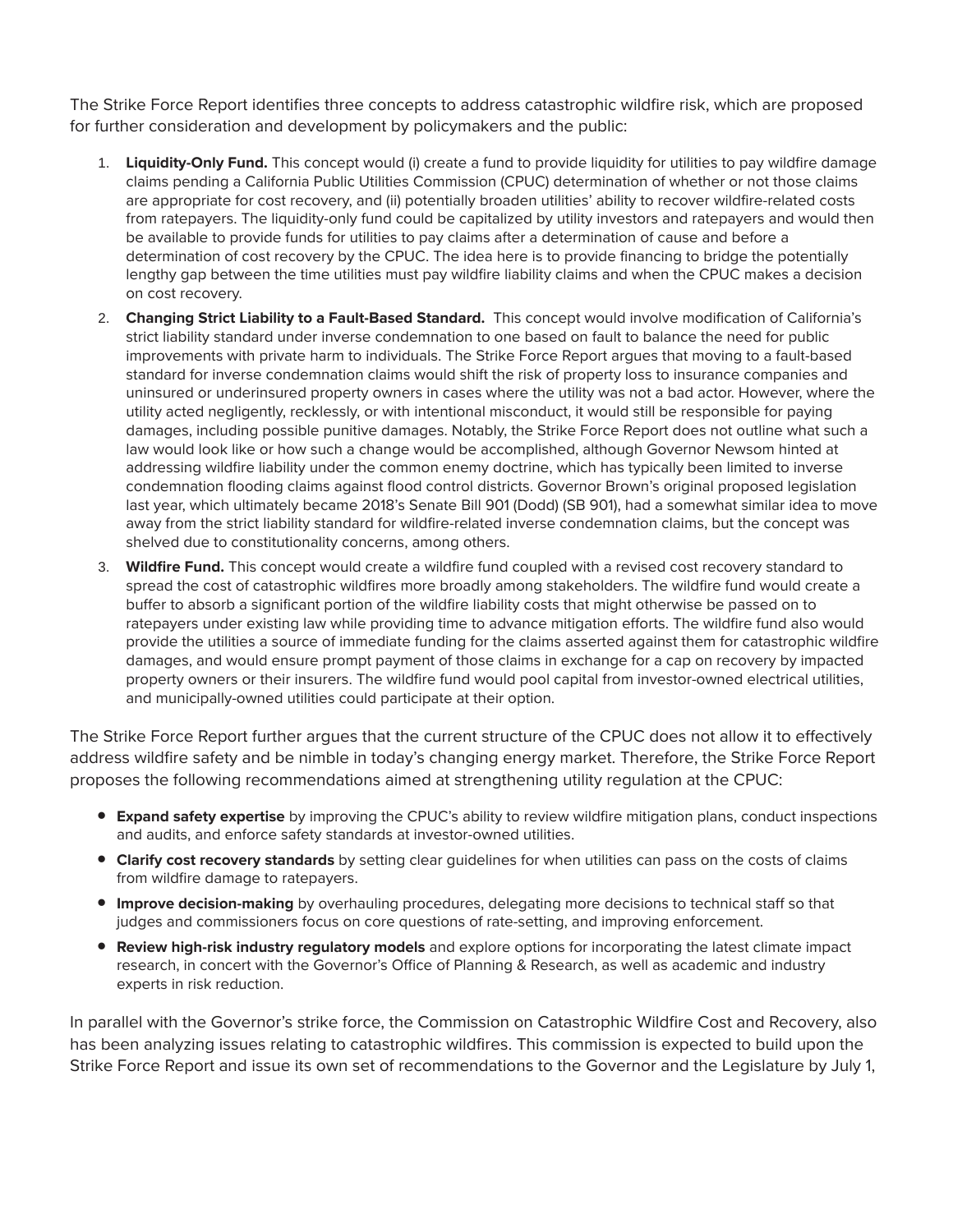The Strike Force Report identifies three concepts to address catastrophic wildfire risk, which are proposed for further consideration and development by policymakers and the public:

1. **Liquidity-Only Fund.** This concept would (i) create a fund to provide liquidity for utilities to pay wildfire damage claims pending a California Public Utilities Commission (CPUC) determination of whether or not those claims are appropriate for cost recovery, and (ii) potentially broaden utilities' ability to recover wildfire-related costs from ratepayers. The liquidity-only fund could be capitalized by utility investors and ratepayers and would then be available to provide funds for utilities to pay claims after a determination of cause and before a determination of cost recovery by the CPUC. The idea here is to provide financing to bridge the potentially lengthy gap between the time utilities must pay wildfire liability claims and when the CPUC makes a decision on cost recovery.
2. **Changing Strict Liability to a Fault-Based Standard.** This concept would involve modification of California's strict liability standard under inverse condemnation to one based on fault to balance the need for public improvements with private harm to individuals. The Strike Force Report argues that moving to a fault-based standard for inverse condemnation claims would shift the risk of property loss to insurance companies and uninsured or underinsured property owners in cases where the utility was not a bad actor. However, where the utility acted negligently, recklessly, or with intentional misconduct, it would still be responsible for paying damages, including possible punitive damages. Notably, the Strike Force Report does not outline what such a law would look like or how such a change would be accomplished, although Governor Newsom hinted at addressing wildfire liability under the common enemy doctrine, which has typically been limited to inverse condemnation flooding claims against flood control districts. Governor Brown's original proposed legislation last year, which ultimately became 2018's Senate Bill 901 (Dodd) (SB 901), had a somewhat similar idea to move away from the strict liability standard for wildfire-related inverse condemnation claims, but the concept was shelved due to constitutionality concerns, among others.
3. **Wildfire Fund.** This concept would create a wildfire fund coupled with a revised cost recovery standard to spread the cost of catastrophic wildfires more broadly among stakeholders. The wildfire fund would create a buffer to absorb a significant portion of the wildfire liability costs that might otherwise be passed on to ratepayers under existing law while providing time to advance mitigation efforts. The wildfire fund also would provide the utilities a source of immediate funding for the claims asserted against them for catastrophic wildfire damages, and would ensure prompt payment of those claims in exchange for a cap on recovery by impacted property owners or their insurers. The wildfire fund would pool capital from investor-owned electrical utilities, and municipally-owned utilities could participate at their option.

The Strike Force Report further argues that the current structure of the CPUC does not allow it to effectively address wildfire safety and be nimble in today's changing energy market. Therefore, the Strike Force Report proposes the following recommendations aimed at strengthening utility regulation at the CPUC:

- **Expand safety expertise** by improving the CPUC's ability to review wildfire mitigation plans, conduct inspections and audits, and enforce safety standards at investor-owned utilities.
- **Clarify cost recovery standards** by setting clear guidelines for when utilities can pass on the costs of claims from wildfire damage to ratepayers.
- **Improve decision-making** by overhauling procedures, delegating more decisions to technical staff so that judges and commissioners focus on core questions of rate-setting, and improving enforcement.
- **Review high-risk industry regulatory models** and explore options for incorporating the latest climate impact research, in concert with the Governor's Office of Planning & Research, as well as academic and industry experts in risk reduction.

In parallel with the Governor's strike force, the Commission on Catastrophic Wildfire Cost and Recovery, also has been analyzing issues relating to catastrophic wildfires. This commission is expected to build upon the Strike Force Report and issue its own set of recommendations to the Governor and the Legislature by July 1,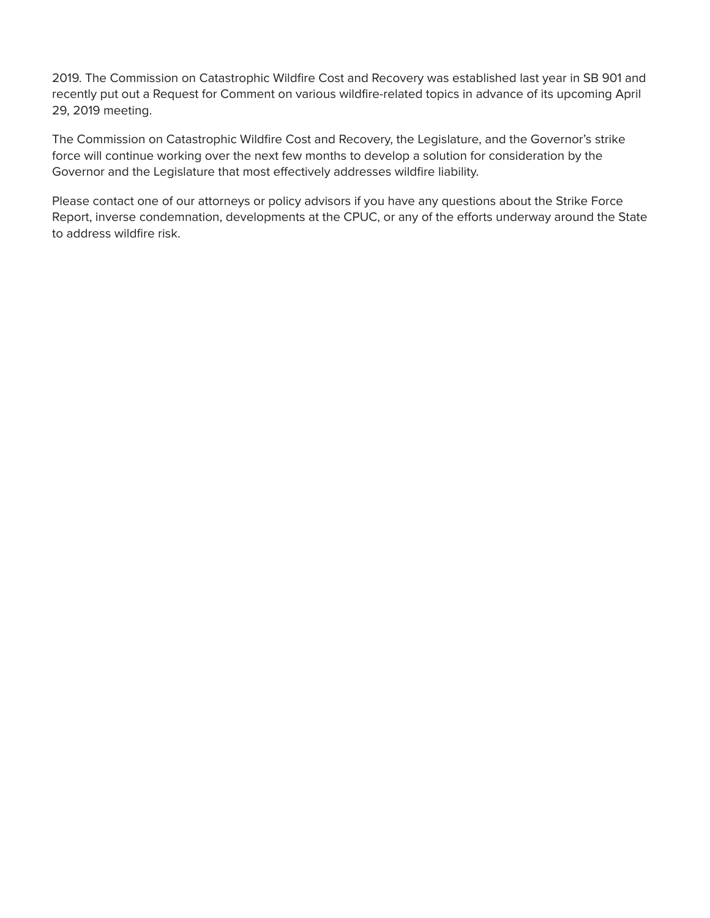2019. The Commission on Catastrophic Wildfire Cost and Recovery was established last year in SB 901 and recently put out a Request for Comment on various wildfire-related topics in advance of its upcoming April 29, 2019 meeting.

The Commission on Catastrophic Wildfire Cost and Recovery, the Legislature, and the Governor's strike force will continue working over the next few months to develop a solution for consideration by the Governor and the Legislature that most effectively addresses wildfire liability.

Please contact one of our attorneys or policy advisors if you have any questions about the Strike Force Report, inverse condemnation, developments at the CPUC, or any of the efforts underway around the State to address wildfire risk.